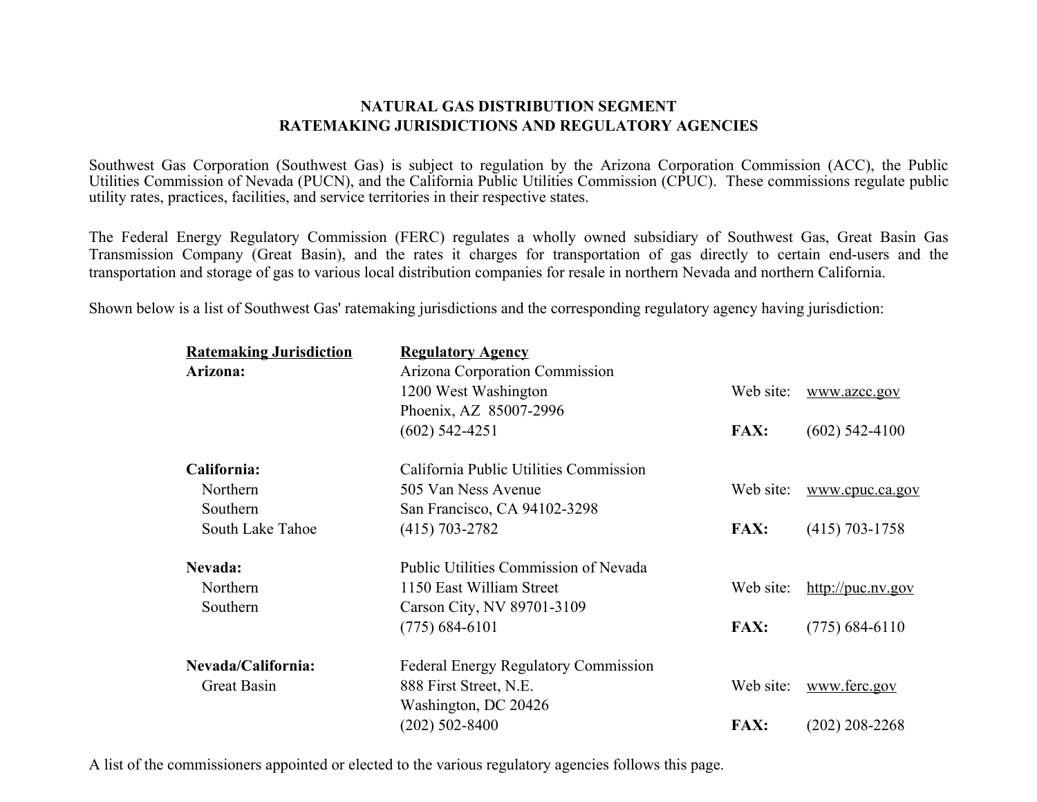# NATURAL GAS DISTRIBUTION SEGMENT
## RATEMAKING JURISDICTIONS AND REGULATORY AGENCIES

Southwest Gas Corporation (Southwest Gas) is subject to regulation by the Arizona Corporation Commission (ACC), the Public Utilities Commission of Nevada (PUCN), and the California Public Utilities Commission (CPUC). These commissions regulate public utility rates, practices, facilities, and service territories in their respective states.

The Federal Energy Regulatory Commission (FERC) regulates a wholly owned subsidiary of Southwest Gas, Great Basin Gas Transmission Company (Great Basin), and the rates it charges for transportation of gas directly to certain end-users and the transportation and storage of gas to various local distribution companies for resale in northern Nevada and northern California.

Shown below is a list of Southwest Gas' ratemaking jurisdictions and the corresponding regulatory agency having jurisdiction:

| Ratemaking Jurisdiction | Regulatory Agency | | |
|---|---|---|---|
| **Arizona:** | Arizona Corporation Commission | | |
| | 1200 West Washington | Web site: | www.azcc.gov |
| | Phoenix, AZ 85007-2996 | | |
| | (602) 542-4251 | **FAX:** | (602) 542-4100 |
| **California:** | California Public Utilities Commission | | |
| Northern | 505 Van Ness Avenue | Web site: | www.cpuc.ca.gov |
| Southern | San Francisco, CA 94102-3298 | | |
| South Lake Tahoe | (415) 703-2782 | **FAX:** | (415) 703-1758 |
| **Nevada:** | Public Utilities Commission of Nevada | | |
| Northern | 1150 East William Street | Web site: | http://puc.nv.gov |
| Southern | Carson City, NV 89701-3109 | | |
| | (775) 684-6101 | **FAX:** | (775) 684-6110 |
| **Nevada/California:** | Federal Energy Regulatory Commission | | |
| Great Basin | 888 First Street, N.E. | Web site: | www.ferc.gov |
| | Washington, DC 20426 | | |
| | (202) 502-8400 | **FAX:** | (202) 208-2268 |

A list of the commissioners appointed or elected to the various regulatory agencies follows this page.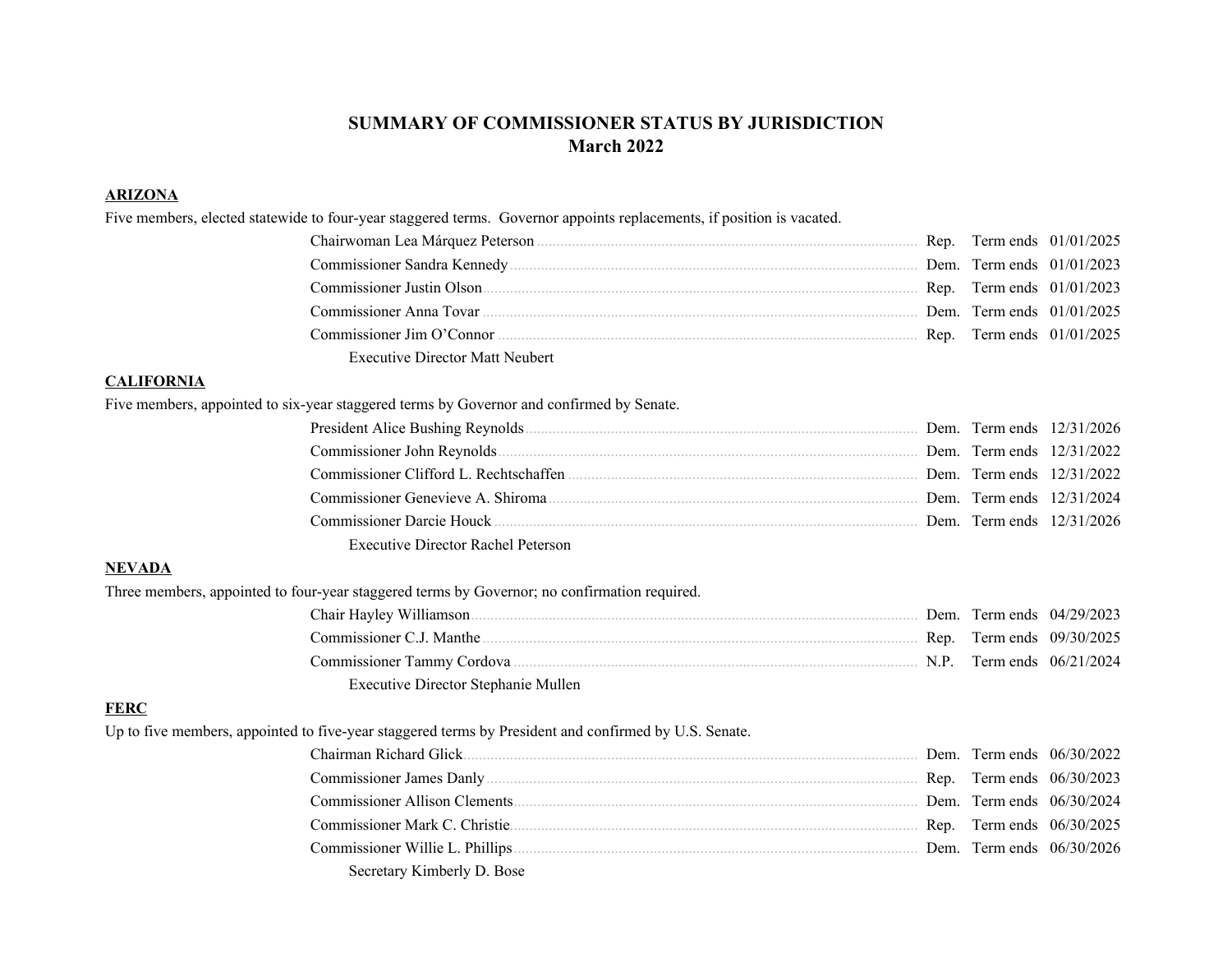# SUMMARY OF COMMISSIONER STATUS BY JURISDICTION
## March 2022

**ARIZONA**

Five members, elected statewide to four-year staggered terms. Governor appoints replacements, if position is vacated.

| Name | Party | | Date |
|---|---|---|---|
| Chairwoman Lea Márquez Peterson | Rep. | Term ends | 01/01/2025 |
| Commissioner Sandra Kennedy | Dem. | Term ends | 01/01/2023 |
| Commissioner Justin Olson | Rep. | Term ends | 01/01/2023 |
| Commissioner Anna Tovar | Dem. | Term ends | 01/01/2025 |
| Commissioner Jim O'Connor | Rep. | Term ends | 01/01/2025 |

Executive Director Matt Neubert

**CALIFORNIA**

Five members, appointed to six-year staggered terms by Governor and confirmed by Senate.

| Name | Party | | Date |
|---|---|---|---|
| President Alice Bushing Reynolds | Dem. | Term ends | 12/31/2026 |
| Commissioner John Reynolds | Dem. | Term ends | 12/31/2022 |
| Commissioner Clifford L. Rechtschaffen | Dem. | Term ends | 12/31/2022 |
| Commissioner Genevieve A. Shiroma | Dem. | Term ends | 12/31/2024 |
| Commissioner Darcie Houck | Dem. | Term ends | 12/31/2026 |

Executive Director Rachel Peterson

**NEVADA**

Three members, appointed to four-year staggered terms by Governor; no confirmation required.

| Name | Party | | Date |
|---|---|---|---|
| Chair Hayley Williamson | Dem. | Term ends | 04/29/2023 |
| Commissioner C.J. Manthe | Rep. | Term ends | 09/30/2025 |
| Commissioner Tammy Cordova | N.P. | Term ends | 06/21/2024 |

Executive Director Stephanie Mullen

**FERC**

Up to five members, appointed to five-year staggered terms by President and confirmed by U.S. Senate.

| Name | Party | | Date |
|---|---|---|---|
| Chairman Richard Glick | Dem. | Term ends | 06/30/2022 |
| Commissioner James Danly | Rep. | Term ends | 06/30/2023 |
| Commissioner Allison Clements | Dem. | Term ends | 06/30/2024 |
| Commissioner Mark C. Christie | Rep. | Term ends | 06/30/2025 |
| Commissioner Willie L. Phillips | Dem. | Term ends | 06/30/2026 |

Secretary Kimberly D. Bose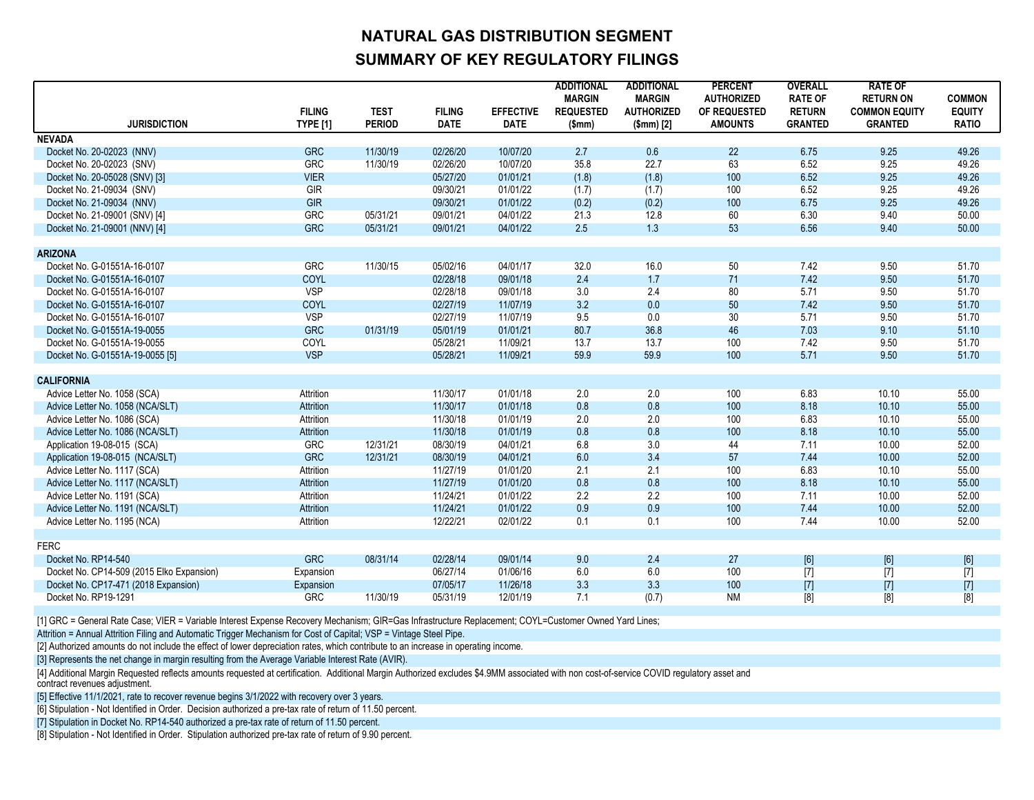# NATURAL GAS DISTRIBUTION SEGMENT

## SUMMARY OF KEY REGULATORY FILINGS

| JURISDICTION | FILING TYPE [1] | TEST PERIOD | FILING DATE | EFFECTIVE DATE | ADDITIONAL MARGIN REQUESTED ($mm) | ADDITIONAL MARGIN AUTHORIZED ($mm) [2] | PERCENT AUTHORIZED OF REQUESTED AMOUNTS | OVERALL RATE OF RETURN GRANTED | RATE OF RETURN ON COMMON EQUITY GRANTED | COMMON EQUITY RATIO |
|---|---|---|---|---|---|---|---|---|---|---|
| **NEVADA** | | | | | | | | | | |
| Docket No. 20-02023 (NNV) | GRC | 11/30/19 | 02/26/20 | 10/07/20 | 2.7 | 0.6 | 22 | 6.75 | 9.25 | 49.26 |
| Docket No. 20-02023 (SNV) | GRC | 11/30/19 | 02/26/20 | 10/07/20 | 35.8 | 22.7 | 63 | 6.52 | 9.25 | 49.26 |
| Docket No. 20-05028 (SNV) [3] | VIER | | 05/27/20 | 01/01/21 | (1.8) | (1.8) | 100 | 6.52 | 9.25 | 49.26 |
| Docket No. 21-09034 (SNV) | GIR | | 09/30/21 | 01/01/22 | (1.7) | (1.7) | 100 | 6.52 | 9.25 | 49.26 |
| Docket No. 21-09034 (NNV) | GIR | | 09/30/21 | 01/01/22 | (0.2) | (0.2) | 100 | 6.75 | 9.25 | 49.26 |
| Docket No. 21-09001 (SNV) [4] | GRC | 05/31/21 | 09/01/21 | 04/01/22 | 21.3 | 12.8 | 60 | 6.30 | 9.40 | 50.00 |
| Docket No. 21-09001 (NNV) [4] | GRC | 05/31/21 | 09/01/21 | 04/01/22 | 2.5 | 1.3 | 53 | 6.56 | 9.40 | 50.00 |
| **ARIZONA** | | | | | | | | | | |
| Docket No. G-01551A-16-0107 | GRC | 11/30/15 | 05/02/16 | 04/01/17 | 32.0 | 16.0 | 50 | 7.42 | 9.50 | 51.70 |
| Docket No. G-01551A-16-0107 | COYL | | 02/28/18 | 09/01/18 | 2.4 | 1.7 | 71 | 7.42 | 9.50 | 51.70 |
| Docket No. G-01551A-16-0107 | VSP | | 02/28/18 | 09/01/18 | 3.0 | 2.4 | 80 | 5.71 | 9.50 | 51.70 |
| Docket No. G-01551A-16-0107 | COYL | | 02/27/19 | 11/07/19 | 3.2 | 0.0 | 50 | 7.42 | 9.50 | 51.70 |
| Docket No. G-01551A-16-0107 | VSP | | 02/27/19 | 11/07/19 | 9.5 | 0.0 | 30 | 5.71 | 9.50 | 51.70 |
| Docket No. G-01551A-19-0055 | GRC | 01/31/19 | 05/01/19 | 01/01/21 | 80.7 | 36.8 | 46 | 7.03 | 9.10 | 51.10 |
| Docket No. G-01551A-19-0055 | COYL | | 05/28/21 | 11/09/21 | 13.7 | 13.7 | 100 | 7.42 | 9.50 | 51.70 |
| Docket No. G-01551A-19-0055 [5] | VSP | | 05/28/21 | 11/09/21 | 59.9 | 59.9 | 100 | 5.71 | 9.50 | 51.70 |
| **CALIFORNIA** | | | | | | | | | | |
| Advice Letter No. 1058 (SCA) | Attrition | | 11/30/17 | 01/01/18 | 2.0 | 2.0 | 100 | 6.83 | 10.10 | 55.00 |
| Advice Letter No. 1058 (NCA/SLT) | Attrition | | 11/30/17 | 01/01/18 | 0.8 | 0.8 | 100 | 8.18 | 10.10 | 55.00 |
| Advice Letter No. 1086 (SCA) | Attrition | | 11/30/18 | 01/01/19 | 2.0 | 2.0 | 100 | 6.83 | 10.10 | 55.00 |
| Advice Letter No. 1086 (NCA/SLT) | Attrition | | 11/30/18 | 01/01/19 | 0.8 | 0.8 | 100 | 8.18 | 10.10 | 55.00 |
| Application 19-08-015 (SCA) | GRC | 12/31/21 | 08/30/19 | 04/01/21 | 6.8 | 3.0 | 44 | 7.11 | 10.00 | 52.00 |
| Application 19-08-015 (NCA/SLT) | GRC | 12/31/21 | 08/30/19 | 04/01/21 | 6.0 | 3.4 | 57 | 7.44 | 10.00 | 52.00 |
| Advice Letter No. 1117 (SCA) | Attrition | | 11/27/19 | 01/01/20 | 2.1 | 2.1 | 100 | 6.83 | 10.10 | 55.00 |
| Advice Letter No. 1117 (NCA/SLT) | Attrition | | 11/27/19 | 01/01/20 | 0.8 | 0.8 | 100 | 8.18 | 10.10 | 55.00 |
| Advice Letter No. 1191 (SCA) | Attrition | | 11/24/21 | 01/01/22 | 2.2 | 2.2 | 100 | 7.11 | 10.00 | 52.00 |
| Advice Letter No. 1191 (NCA/SLT) | Attrition | | 11/24/21 | 01/01/22 | 0.9 | 0.9 | 100 | 7.44 | 10.00 | 52.00 |
| Advice Letter No. 1195 (NCA) | Attrition | | 12/22/21 | 02/01/22 | 0.1 | 0.1 | 100 | 7.44 | 10.00 | 52.00 |
| FERC | | | | | | | | | | |
| Docket No. RP14-540 | GRC | 08/31/14 | 02/28/14 | 09/01/14 | 9.0 | 2.4 | 27 | [6] | [6] | [6] |
| Docket No. CP14-509 (2015 Elko Expansion) | Expansion | | 06/27/14 | 01/06/16 | 6.0 | 6.0 | 100 | [7] | [7] | [7] |
| Docket No. CP17-471 (2018 Expansion) | Expansion | | 07/05/17 | 11/26/18 | 3.3 | 3.3 | 100 | [7] | [7] | [7] |
| Docket No. RP19-1291 | GRC | 11/30/19 | 05/31/19 | 12/01/19 | 7.1 | (0.7) | NM | [8] | [8] | [8] |

[1] GRC = General Rate Case; VIER = Variable Interest Expense Recovery Mechanism; GIR=Gas Infrastructure Replacement; COYL=Customer Owned Yard Lines;

Attrition = Annual Attrition Filing and Automatic Trigger Mechanism for Cost of Capital; VSP = Vintage Steel Pipe.

[2] Authorized amounts do not include the effect of lower depreciation rates, which contribute to an increase in operating income.

[3] Represents the net change in margin resulting from the Average Variable Interest Rate (AVIR).

[4] Additional Margin Requested reflects amounts requested at certification. Additional Margin Authorized excludes $4.9MM associated with non cost-of-service COVID regulatory asset and contract revenues adjustment.

[5] Effective 11/1/2021, rate to recover revenue begins 3/1/2022 with recovery over 3 years.

[6] Stipulation - Not Identified in Order. Decision authorized a pre-tax rate of return of 11.50 percent.

[7] Stipulation in Docket No. RP14-540 authorized a pre-tax rate of return of 11.50 percent.

[8] Stipulation - Not Identified in Order. Stipulation authorized pre-tax rate of return of 9.90 percent.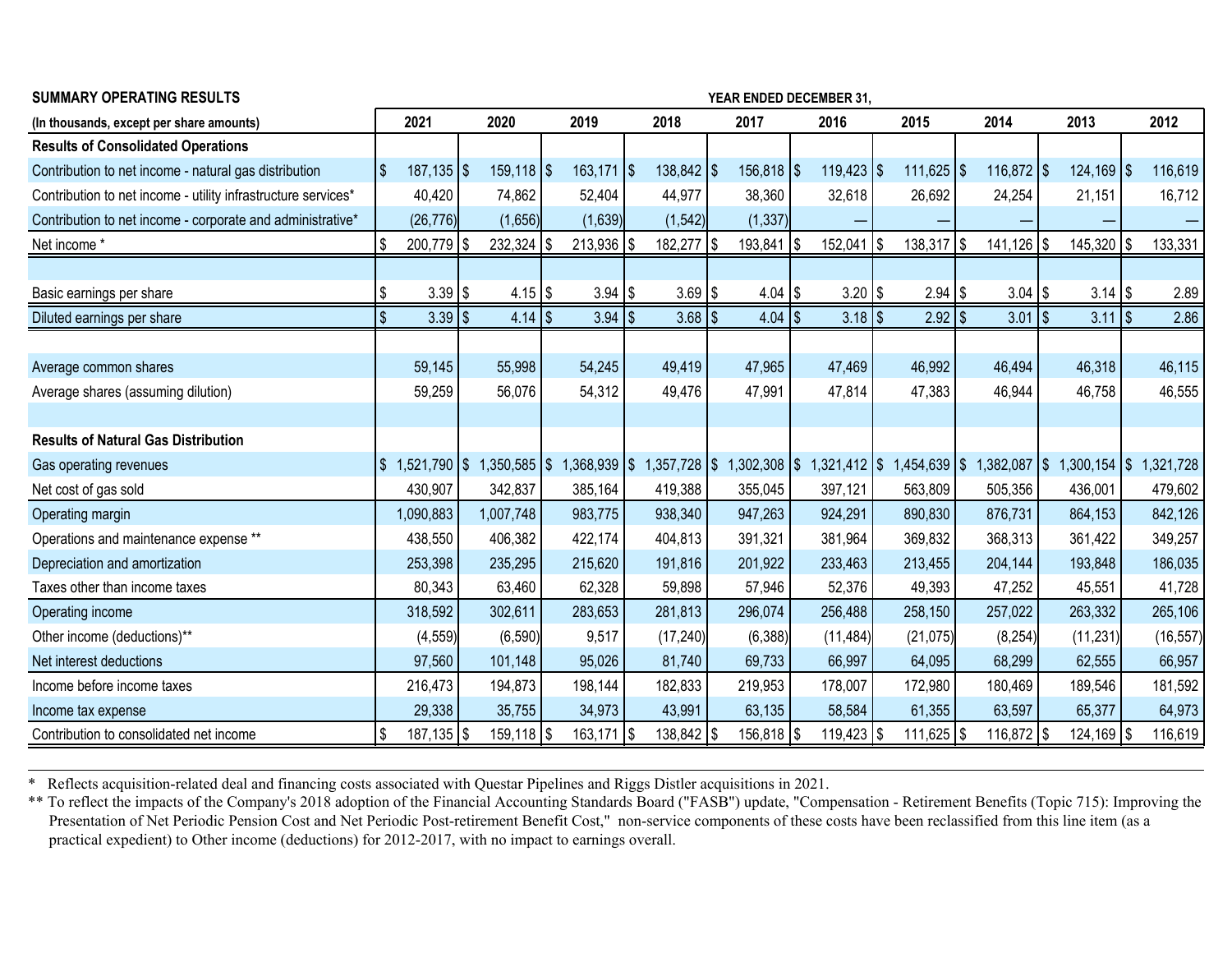| SUMMARY OPERATING RESULTS | YEAR ENDED DECEMBER 31, | | | | | | | | | |
|---|---|---|---|---|---|---|---|---|---|---|
| (In thousands, except per share amounts) | 2021 | 2020 | 2019 | 2018 | 2017 | 2016 | 2015 | 2014 | 2013 | 2012 |
| **Results of Consolidated Operations** | | | | | | | | | | |
| Contribution to net income - natural gas distribution | $ 187,135 | $ 159,118 | $ 163,171 | $ 138,842 | $ 156,818 | $ 119,423 | $ 111,625 | $ 116,872 | $ 124,169 | $ 116,619 |
| Contribution to net income - utility infrastructure services* | 40,420 | 74,862 | 52,404 | 44,977 | 38,360 | 32,618 | 26,692 | 24,254 | 21,151 | 16,712 |
| Contribution to net income - corporate and administrative* | (26,776) | (1,656) | (1,639) | (1,542) | (1,337) | — | — | — | — | — |
| Net income * | $ 200,779 | $ 232,324 | $ 213,936 | $ 182,277 | $ 193,841 | $ 152,041 | $ 138,317 | $ 141,126 | $ 145,320 | $ 133,331 |
| | | | | | | | | | | |
| Basic earnings per share | $ 3.39 | $ 4.15 | $ 3.94 | $ 3.69 | $ 4.04 | $ 3.20 | $ 2.94 | $ 3.04 | $ 3.14 | $ 2.89 |
| Diluted earnings per share | $ 3.39 | $ 4.14 | $ 3.94 | $ 3.68 | $ 4.04 | $ 3.18 | $ 2.92 | $ 3.01 | $ 3.11 | $ 2.86 |
| | | | | | | | | | | |
| Average common shares | 59,145 | 55,998 | 54,245 | 49,419 | 47,965 | 47,469 | 46,992 | 46,494 | 46,318 | 46,115 |
| Average shares (assuming dilution) | 59,259 | 56,076 | 54,312 | 49,476 | 47,991 | 47,814 | 47,383 | 46,944 | 46,758 | 46,555 |
| | | | | | | | | | | |
| **Results of Natural Gas Distribution** | | | | | | | | | | |
| Gas operating revenues | $ 1,521,790 | $ 1,350,585 | $ 1,368,939 | $ 1,357,728 | $ 1,302,308 | $ 1,321,412 | $ 1,454,639 | $ 1,382,087 | $ 1,300,154 | $ 1,321,728 |
| Net cost of gas sold | 430,907 | 342,837 | 385,164 | 419,388 | 355,045 | 397,121 | 563,809 | 505,356 | 436,001 | 479,602 |
| Operating margin | 1,090,883 | 1,007,748 | 983,775 | 938,340 | 947,263 | 924,291 | 890,830 | 876,731 | 864,153 | 842,126 |
| Operations and maintenance expense ** | 438,550 | 406,382 | 422,174 | 404,813 | 391,321 | 381,964 | 369,832 | 368,313 | 361,422 | 349,257 |
| Depreciation and amortization | 253,398 | 235,295 | 215,620 | 191,816 | 201,922 | 233,463 | 213,455 | 204,144 | 193,848 | 186,035 |
| Taxes other than income taxes | 80,343 | 63,460 | 62,328 | 59,898 | 57,946 | 52,376 | 49,393 | 47,252 | 45,551 | 41,728 |
| Operating income | 318,592 | 302,611 | 283,653 | 281,813 | 296,074 | 256,488 | 258,150 | 257,022 | 263,332 | 265,106 |
| Other income (deductions)** | (4,559) | (6,590) | 9,517 | (17,240) | (6,388) | (11,484) | (21,075) | (8,254) | (11,231) | (16,557) |
| Net interest deductions | 97,560 | 101,148 | 95,026 | 81,740 | 69,733 | 66,997 | 64,095 | 68,299 | 62,555 | 66,957 |
| Income before income taxes | 216,473 | 194,873 | 198,144 | 182,833 | 219,953 | 178,007 | 172,980 | 180,469 | 189,546 | 181,592 |
| Income tax expense | 29,338 | 35,755 | 34,973 | 43,991 | 63,135 | 58,584 | 61,355 | 63,597 | 65,377 | 64,973 |
| Contribution to consolidated net income | $ 187,135 | $ 159,118 | $ 163,171 | $ 138,842 | $ 156,818 | $ 119,423 | $ 111,625 | $ 116,872 | $ 124,169 | $ 116,619 |

* Reflects acquisition-related deal and financing costs associated with Questar Pipelines and Riggs Distler acquisitions in 2021.

** To reflect the impacts of the Company's 2018 adoption of the Financial Accounting Standards Board ("FASB") update, "Compensation - Retirement Benefits (Topic 715): Improving the Presentation of Net Periodic Pension Cost and Net Periodic Post-retirement Benefit Cost," non-service components of these costs have been reclassified from this line item (as a practical expedient) to Other income (deductions) for 2012-2017, with no impact to earnings overall.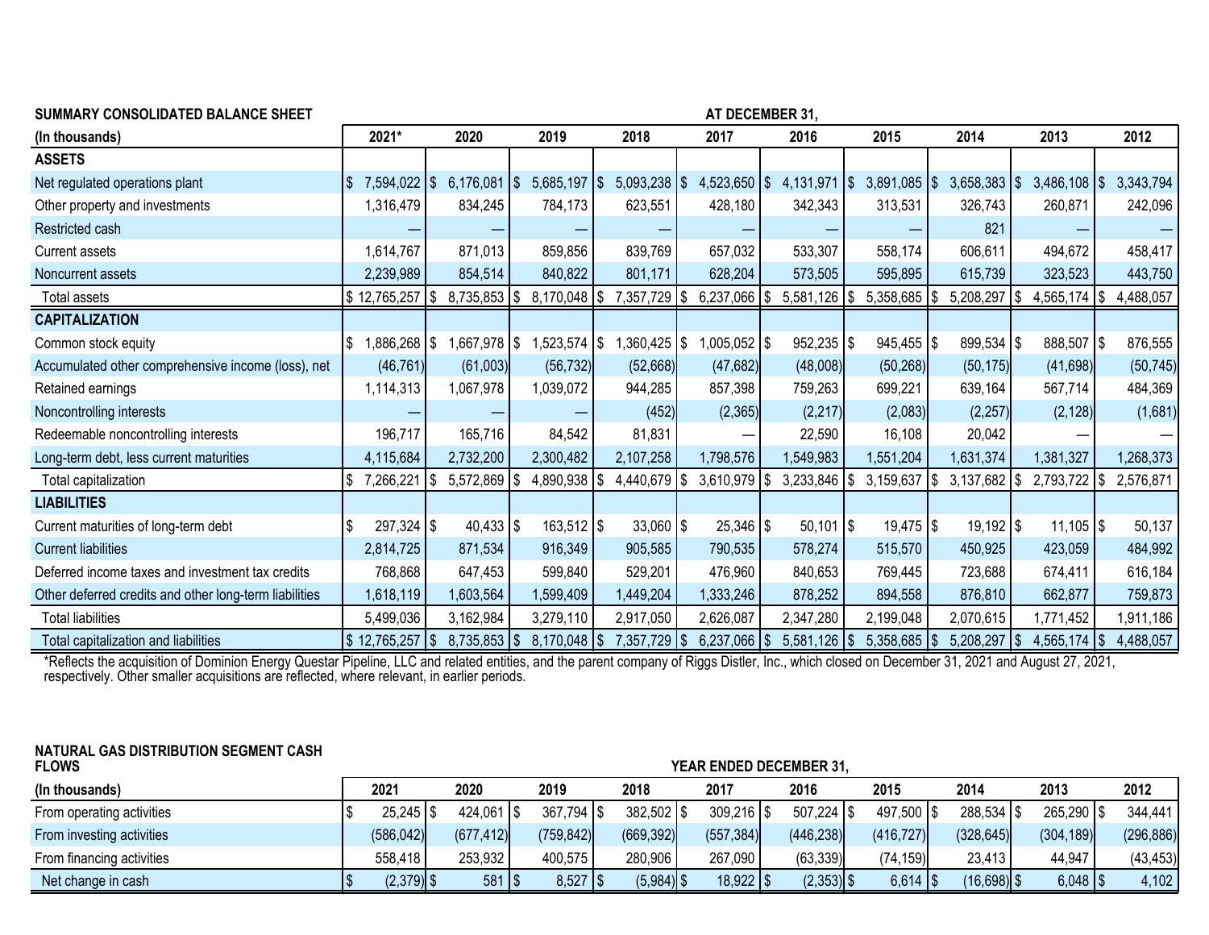| SUMMARY CONSOLIDATED BALANCE SHEET | AT DECEMBER 31, | | | | | | | | | |
|---|---|---|---|---|---|---|---|---|---|---|
| (In thousands) | 2021* | 2020 | 2019 | 2018 | 2017 | 2016 | 2015 | 2014 | 2013 | 2012 |
| **ASSETS** | | | | | | | | | | |
| Net regulated operations plant | $ 7,594,022 | $ 6,176,081 | $ 5,685,197 | $ 5,093,238 | $ 4,523,650 | $ 4,131,971 | $ 3,891,085 | $ 3,658,383 | $ 3,486,108 | $ 3,343,794 |
| Other property and investments | 1,316,479 | 834,245 | 784,173 | 623,551 | 428,180 | 342,343 | 313,531 | 326,743 | 260,871 | 242,096 |
| Restricted cash | — | — | — | — | — | — | — | 821 | — | — |
| Current assets | 1,614,767 | 871,013 | 859,856 | 839,769 | 657,032 | 533,307 | 558,174 | 606,611 | 494,672 | 458,417 |
| Noncurrent assets | 2,239,989 | 854,514 | 840,822 | 801,171 | 628,204 | 573,505 | 595,895 | 615,739 | 323,523 | 443,750 |
| Total assets | $ 12,765,257 | $ 8,735,853 | $ 8,170,048 | $ 7,357,729 | $ 6,237,066 | $ 5,581,126 | $ 5,358,685 | $ 5,208,297 | $ 4,565,174 | $ 4,488,057 |
| **CAPITALIZATION** | | | | | | | | | | |
| Common stock equity | $ 1,886,268 | $ 1,667,978 | $ 1,523,574 | $ 1,360,425 | $ 1,005,052 | $ 952,235 | $ 945,455 | $ 899,534 | $ 888,507 | $ 876,555 |
| Accumulated other comprehensive income (loss), net | (46,761) | (61,003) | (56,732) | (52,668) | (47,682) | (48,008) | (50,268) | (50,175) | (41,698) | (50,745) |
| Retained earnings | 1,114,313 | 1,067,978 | 1,039,072 | 944,285 | 857,398 | 759,263 | 699,221 | 639,164 | 567,714 | 484,369 |
| Noncontrolling interests | — | — | — | (452) | (2,365) | (2,217) | (2,083) | (2,257) | (2,128) | (1,681) |
| Redeemable noncontrolling interests | 196,717 | 165,716 | 84,542 | 81,831 | — | 22,590 | 16,108 | 20,042 | — | — |
| Long-term debt, less current maturities | 4,115,684 | 2,732,200 | 2,300,482 | 2,107,258 | 1,798,576 | 1,549,983 | 1,551,204 | 1,631,374 | 1,381,327 | 1,268,373 |
| Total capitalization | $ 7,266,221 | $ 5,572,869 | $ 4,890,938 | $ 4,440,679 | $ 3,610,979 | $ 3,233,846 | $ 3,159,637 | $ 3,137,682 | $ 2,793,722 | $ 2,576,871 |
| **LIABILITIES** | | | | | | | | | | |
| Current maturities of long-term debt | $ 297,324 | $ 40,433 | $ 163,512 | $ 33,060 | $ 25,346 | $ 50,101 | $ 19,475 | $ 19,192 | $ 11,105 | $ 50,137 |
| Current liabilities | 2,814,725 | 871,534 | 916,349 | 905,585 | 790,535 | 578,274 | 515,570 | 450,925 | 423,059 | 484,992 |
| Deferred income taxes and investment tax credits | 768,868 | 647,453 | 599,840 | 529,201 | 476,960 | 840,653 | 769,445 | 723,688 | 674,411 | 616,184 |
| Other deferred credits and other long-term liabilities | 1,618,119 | 1,603,564 | 1,599,409 | 1,449,204 | 1,333,246 | 878,252 | 894,558 | 876,810 | 662,877 | 759,873 |
| Total liabilities | 5,499,036 | 3,162,984 | 3,279,110 | 2,917,050 | 2,626,087 | 2,347,280 | 2,199,048 | 2,070,615 | 1,771,452 | 1,911,186 |
| Total capitalization and liabilities | $ 12,765,257 | $ 8,735,853 | $ 8,170,048 | $ 7,357,729 | $ 6,237,066 | $ 5,581,126 | $ 5,358,685 | $ 5,208,297 | $ 4,565,174 | $ 4,488,057 |

*Reflects the acquisition of Dominion Energy Questar Pipeline, LLC and related entities, and the parent company of Riggs Distler, Inc., which closed on December 31, 2021 and August 27, 2021, respectively. Other smaller acquisitions are reflected, where relevant, in earlier periods.

| NATURAL GAS DISTRIBUTION SEGMENT CASH FLOWS | YEAR ENDED DECEMBER 31, | | | | | | | | | |
|---|---|---|---|---|---|---|---|---|---|---|
| (In thousands) | 2021 | 2020 | 2019 | 2018 | 2017 | 2016 | 2015 | 2014 | 2013 | 2012 |
| From operating activities | $ 25,245 | $ 424,061 | $ 367,794 | $ 382,502 | $ 309,216 | $ 507,224 | $ 497,500 | $ 288,534 | $ 265,290 | $ 344,441 |
| From investing activities | (586,042) | (677,412) | (759,842) | (669,392) | (557,384) | (446,238) | (416,727) | (328,645) | (304,189) | (296,886) |
| From financing activities | 558,418 | 253,932 | 400,575 | 280,906 | 267,090 | (63,339) | (74,159) | 23,413 | 44,947 | (43,453) |
| Net change in cash | $ (2,379) | $ 581 | $ 8,527 | $ (5,984) | $ 18,922 | $ (2,353) | $ 6,614 | $ (16,698) | $ 6,048 | $ 4,102 |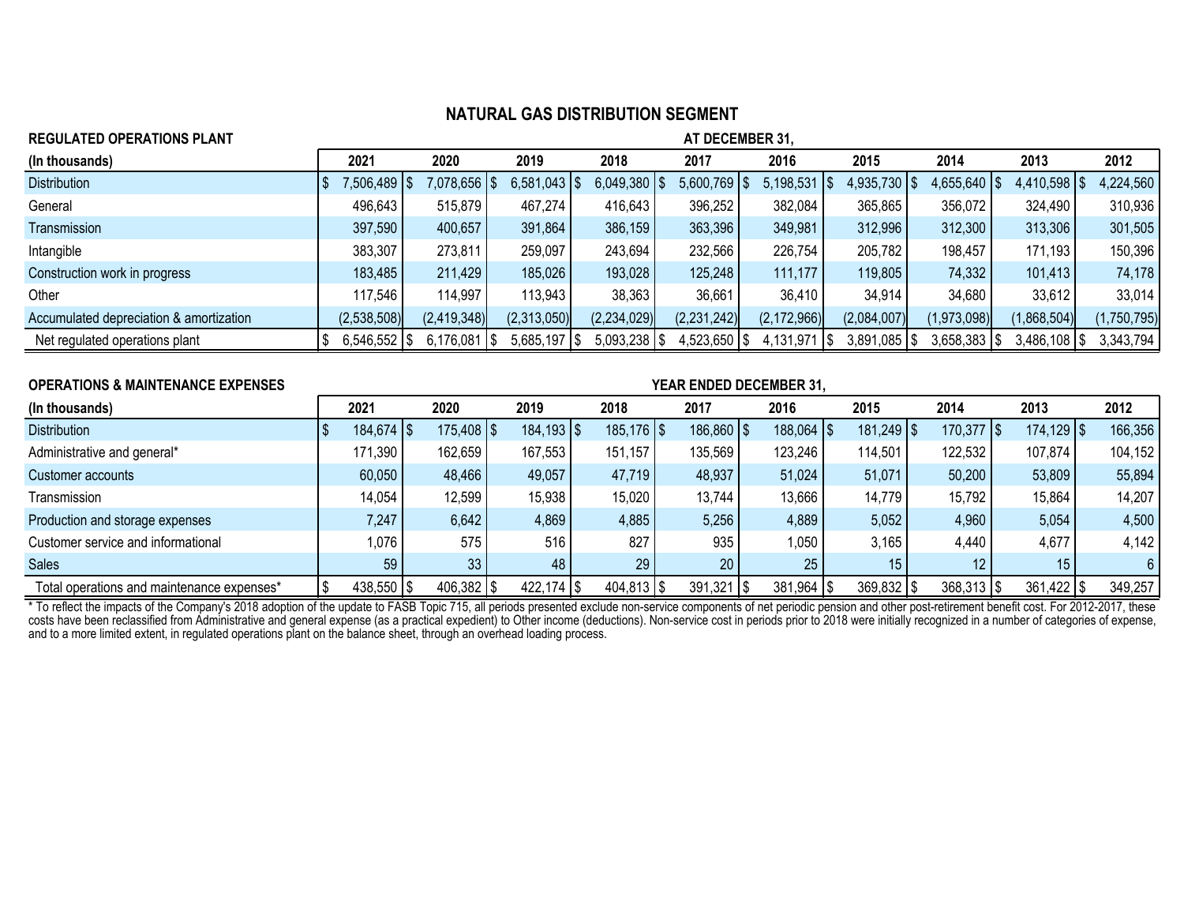## NATURAL GAS DISTRIBUTION SEGMENT

**REGULATED OPERATIONS PLANT** — AT DECEMBER 31,

| (In thousands) | 2021 | 2020 | 2019 | 2018 | 2017 | 2016 | 2015 | 2014 | 2013 | 2012 |
|---|---|---|---|---|---|---|---|---|---|---|
| Distribution | $ 7,506,489 | $ 7,078,656 | $ 6,581,043 | $ 6,049,380 | $ 5,600,769 | $ 5,198,531 | $ 4,935,730 | $ 4,655,640 | $ 4,410,598 | $ 4,224,560 |
| General | 496,643 | 515,879 | 467,274 | 416,643 | 396,252 | 382,084 | 365,865 | 356,072 | 324,490 | 310,936 |
| Transmission | 397,590 | 400,657 | 391,864 | 386,159 | 363,396 | 349,981 | 312,996 | 312,300 | 313,306 | 301,505 |
| Intangible | 383,307 | 273,811 | 259,097 | 243,694 | 232,566 | 226,754 | 205,782 | 198,457 | 171,193 | 150,396 |
| Construction work in progress | 183,485 | 211,429 | 185,026 | 193,028 | 125,248 | 111,177 | 119,805 | 74,332 | 101,413 | 74,178 |
| Other | 117,546 | 114,997 | 113,943 | 38,363 | 36,661 | 36,410 | 34,914 | 34,680 | 33,612 | 33,014 |
| Accumulated depreciation & amortization | (2,538,508) | (2,419,348) | (2,313,050) | (2,234,029) | (2,231,242) | (2,172,966) | (2,084,007) | (1,973,098) | (1,868,504) | (1,750,795) |
| Net regulated operations plant | $ 6,546,552 | $ 6,176,081 | $ 5,685,197 | $ 5,093,238 | $ 4,523,650 | $ 4,131,971 | $ 3,891,085 | $ 3,658,383 | $ 3,486,108 | $ 3,343,794 |

**OPERATIONS & MAINTENANCE EXPENSES** — YEAR ENDED DECEMBER 31,

| (In thousands) | 2021 | 2020 | 2019 | 2018 | 2017 | 2016 | 2015 | 2014 | 2013 | 2012 |
|---|---|---|---|---|---|---|---|---|---|---|
| Distribution | $ 184,674 | $ 175,408 | $ 184,193 | $ 185,176 | $ 186,860 | $ 188,064 | $ 181,249 | $ 170,377 | $ 174,129 | $ 166,356 |
| Administrative and general* | 171,390 | 162,659 | 167,553 | 151,157 | 135,569 | 123,246 | 114,501 | 122,532 | 107,874 | 104,152 |
| Customer accounts | 60,050 | 48,466 | 49,057 | 47,719 | 48,937 | 51,024 | 51,071 | 50,200 | 53,809 | 55,894 |
| Transmission | 14,054 | 12,599 | 15,938 | 15,020 | 13,744 | 13,666 | 14,779 | 15,792 | 15,864 | 14,207 |
| Production and storage expenses | 7,247 | 6,642 | 4,869 | 4,885 | 5,256 | 4,889 | 5,052 | 4,960 | 5,054 | 4,500 |
| Customer service and informational | 1,076 | 575 | 516 | 827 | 935 | 1,050 | 3,165 | 4,440 | 4,677 | 4,142 |
| Sales | 59 | 33 | 48 | 29 | 20 | 25 | 15 | 12 | 15 | 6 |
| Total operations and maintenance expenses* | $ 438,550 | $ 406,382 | $ 422,174 | $ 404,813 | $ 391,321 | $ 381,964 | $ 369,832 | $ 368,313 | $ 361,422 | $ 349,257 |

* To reflect the impacts of the Company's 2018 adoption of the update to FASB Topic 715, all periods presented exclude non-service components of net periodic pension and other post-retirement benefit cost. For 2012-2017, these costs have been reclassified from Administrative and general expense (as a practical expedient) to Other income (deductions). Non-service cost in periods prior to 2018 were initially recognized in a number of categories of expense, and to a more limited extent, in regulated operations plant on the balance sheet, through an overhead loading process.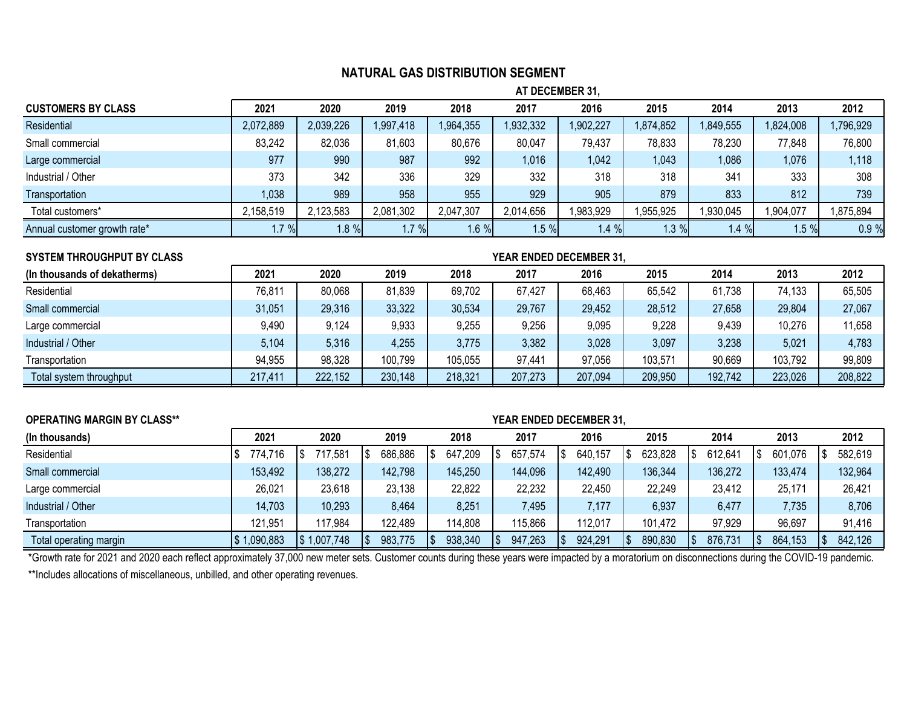## NATURAL GAS DISTRIBUTION SEGMENT

| CUSTOMERS BY CLASS | AT DECEMBER 31, | | | | | | | | | |
|---|---|---|---|---|---|---|---|---|---|---|
| | 2021 | 2020 | 2019 | 2018 | 2017 | 2016 | 2015 | 2014 | 2013 | 2012 |
| Residential | 2,072,889 | 2,039,226 | 1,997,418 | 1,964,355 | 1,932,332 | 1,902,227 | 1,874,852 | 1,849,555 | 1,824,008 | 1,796,929 |
| Small commercial | 83,242 | 82,036 | 81,603 | 80,676 | 80,047 | 79,437 | 78,833 | 78,230 | 77,848 | 76,800 |
| Large commercial | 977 | 990 | 987 | 992 | 1,016 | 1,042 | 1,043 | 1,086 | 1,076 | 1,118 |
| Industrial / Other | 373 | 342 | 336 | 329 | 332 | 318 | 318 | 341 | 333 | 308 |
| Transportation | 1,038 | 989 | 958 | 955 | 929 | 905 | 879 | 833 | 812 | 739 |
| Total customers* | 2,158,519 | 2,123,583 | 2,081,302 | 2,047,307 | 2,014,656 | 1,983,929 | 1,955,925 | 1,930,045 | 1,904,077 | 1,875,894 |
| Annual customer growth rate* | 1.7 % | 1.8 % | 1.7 % | 1.6 % | 1.5 % | 1.4 % | 1.3 % | 1.4 % | 1.5 % | 0.9 % |

| SYSTEM THROUGHPUT BY CLASS | YEAR ENDED DECEMBER 31, | | | | | | | | | |
|---|---|---|---|---|---|---|---|---|---|---|
| (In thousands of dekatherms) | 2021 | 2020 | 2019 | 2018 | 2017 | 2016 | 2015 | 2014 | 2013 | 2012 |
| Residential | 76,811 | 80,068 | 81,839 | 69,702 | 67,427 | 68,463 | 65,542 | 61,738 | 74,133 | 65,505 |
| Small commercial | 31,051 | 29,316 | 33,322 | 30,534 | 29,767 | 29,452 | 28,512 | 27,658 | 29,804 | 27,067 |
| Large commercial | 9,490 | 9,124 | 9,933 | 9,255 | 9,256 | 9,095 | 9,228 | 9,439 | 10,276 | 11,658 |
| Industrial / Other | 5,104 | 5,316 | 4,255 | 3,775 | 3,382 | 3,028 | 3,097 | 3,238 | 5,021 | 4,783 |
| Transportation | 94,955 | 98,328 | 100,799 | 105,055 | 97,441 | 97,056 | 103,571 | 90,669 | 103,792 | 99,809 |
| Total system throughput | 217,411 | 222,152 | 230,148 | 218,321 | 207,273 | 207,094 | 209,950 | 192,742 | 223,026 | 208,822 |

| OPERATING MARGIN BY CLASS** | YEAR ENDED DECEMBER 31, | | | | | | | | | |
|---|---|---|---|---|---|---|---|---|---|---|
| (In thousands) | 2021 | 2020 | 2019 | 2018 | 2017 | 2016 | 2015 | 2014 | 2013 | 2012 |
| Residential | $ 774,716 | $ 717,581 | $ 686,886 | $ 647,209 | $ 657,574 | $ 640,157 | $ 623,828 | $ 612,641 | $ 601,076 | $ 582,619 |
| Small commercial | 153,492 | 138,272 | 142,798 | 145,250 | 144,096 | 142,490 | 136,344 | 136,272 | 133,474 | 132,964 |
| Large commercial | 26,021 | 23,618 | 23,138 | 22,822 | 22,232 | 22,450 | 22,249 | 23,412 | 25,171 | 26,421 |
| Industrial / Other | 14,703 | 10,293 | 8,464 | 8,251 | 7,495 | 7,177 | 6,937 | 6,477 | 7,735 | 8,706 |
| Transportation | 121,951 | 117,984 | 122,489 | 114,808 | 115,866 | 112,017 | 101,472 | 97,929 | 96,697 | 91,416 |
| Total operating margin | $ 1,090,883 | $ 1,007,748 | $ 983,775 | $ 938,340 | $ 947,263 | $ 924,291 | $ 890,830 | $ 876,731 | $ 864,153 | $ 842,126 |

*Growth rate for 2021 and 2020 each reflect approximately 37,000 new meter sets. Customer counts during these years were impacted by a moratorium on disconnections during the COVID-19 pandemic.

**Includes allocations of miscellaneous, unbilled, and other operating revenues.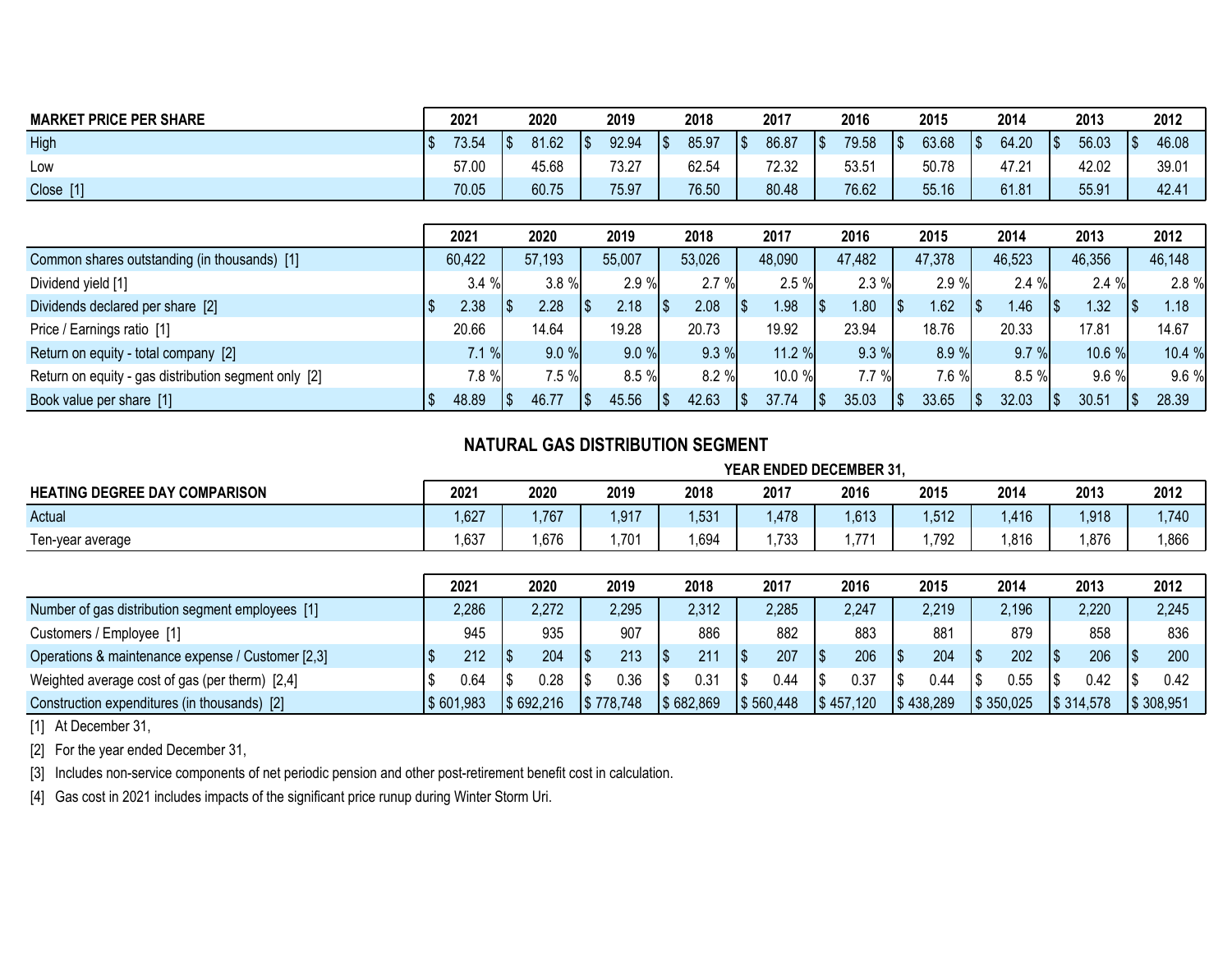| MARKET PRICE PER SHARE | 2021 | 2020 | 2019 | 2018 | 2017 | 2016 | 2015 | 2014 | 2013 | 2012 |
|---|---|---|---|---|---|---|---|---|---|---|
| High | $ 73.54 | $ 81.62 | $ 92.94 | $ 85.97 | $ 86.87 | $ 79.58 | $ 63.68 | $ 64.20 | $ 56.03 | $ 46.08 |
| Low | 57.00 | 45.68 | 73.27 | 62.54 | 72.32 | 53.51 | 50.78 | 47.21 | 42.02 | 39.01 |
| Close [1] | 70.05 | 60.75 | 75.97 | 76.50 | 80.48 | 76.62 | 55.16 | 61.81 | 55.91 | 42.41 |

| | 2021 | 2020 | 2019 | 2018 | 2017 | 2016 | 2015 | 2014 | 2013 | 2012 |
|---|---|---|---|---|---|---|---|---|---|---|
| Common shares outstanding (in thousands) [1] | 60,422 | 57,193 | 55,007 | 53,026 | 48,090 | 47,482 | 47,378 | 46,523 | 46,356 | 46,148 |
| Dividend yield [1] | 3.4 % | 3.8 % | 2.9 % | 2.7 % | 2.5 % | 2.3 % | 2.9 % | 2.4 % | 2.4 % | 2.8 % |
| Dividends declared per share [2] | $ 2.38 | $ 2.28 | $ 2.18 | $ 2.08 | $ 1.98 | $ 1.80 | $ 1.62 | $ 1.46 | $ 1.32 | $ 1.18 |
| Price / Earnings ratio [1] | 20.66 | 14.64 | 19.28 | 20.73 | 19.92 | 23.94 | 18.76 | 20.33 | 17.81 | 14.67 |
| Return on equity - total company [2] | 7.1 % | 9.0 % | 9.0 % | 9.3 % | 11.2 % | 9.3 % | 8.9 % | 9.7 % | 10.6 % | 10.4 % |
| Return on equity - gas distribution segment only [2] | 7.8 % | 7.5 % | 8.5 % | 8.2 % | 10.0 % | 7.7 % | 7.6 % | 8.5 % | 9.6 % | 9.6 % |
| Book value per share [1] | $ 48.89 | $ 46.77 | $ 45.56 | $ 42.63 | $ 37.74 | $ 35.03 | $ 33.65 | $ 32.03 | $ 30.51 | $ 28.39 |

## NATURAL GAS DISTRIBUTION SEGMENT

| HEATING DEGREE DAY COMPARISON | YEAR ENDED DECEMBER 31, 2021 | 2020 | 2019 | 2018 | 2017 | 2016 | 2015 | 2014 | 2013 | 2012 |
|---|---|---|---|---|---|---|---|---|---|---|
| Actual | 1,627 | 1,767 | 1,917 | 1,531 | 1,478 | 1,613 | 1,512 | 1,416 | 1,918 | 1,740 |
| Ten-year average | 1,637 | 1,676 | 1,701 | 1,694 | 1,733 | 1,771 | 1,792 | 1,816 | 1,876 | 1,866 |

| | 2021 | 2020 | 2019 | 2018 | 2017 | 2016 | 2015 | 2014 | 2013 | 2012 |
|---|---|---|---|---|---|---|---|---|---|---|
| Number of gas distribution segment employees [1] | 2,286 | 2,272 | 2,295 | 2,312 | 2,285 | 2,247 | 2,219 | 2,196 | 2,220 | 2,245 |
| Customers / Employee [1] | 945 | 935 | 907 | 886 | 882 | 883 | 881 | 879 | 858 | 836 |
| Operations & maintenance expense / Customer [2,3] | $ 212 | $ 204 | $ 213 | $ 211 | $ 207 | $ 206 | $ 204 | $ 202 | $ 206 | $ 200 |
| Weighted average cost of gas (per therm) [2,4] | $ 0.64 | $ 0.28 | $ 0.36 | $ 0.31 | $ 0.44 | $ 0.37 | $ 0.44 | $ 0.55 | $ 0.42 | $ 0.42 |
| Construction expenditures (in thousands) [2] | $ 601,983 | $ 692,216 | $ 778,748 | $ 682,869 | $ 560,448 | $ 457,120 | $ 438,289 | $ 350,025 | $ 314,578 | $ 308,951 |

[1] At December 31,

[2] For the year ended December 31,

[3] Includes non-service components of net periodic pension and other post-retirement benefit cost in calculation.

[4] Gas cost in 2021 includes impacts of the significant price runup during Winter Storm Uri.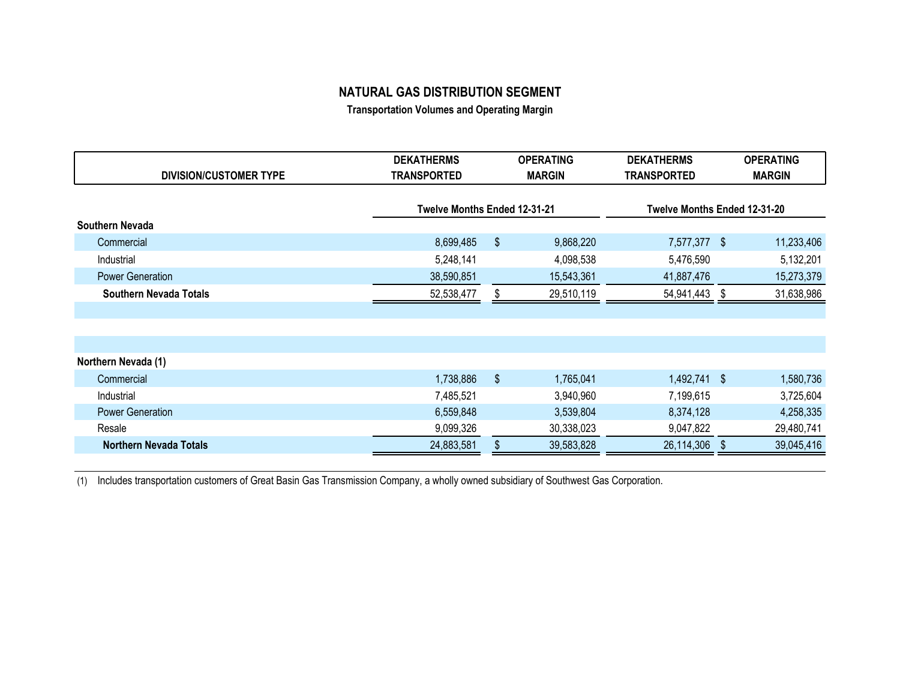# NATURAL GAS DISTRIBUTION SEGMENT

### Transportation Volumes and Operating Margin

| DIVISION/CUSTOMER TYPE | DEKATHERMS TRANSPORTED | OPERATING MARGIN | DEKATHERMS TRANSPORTED | OPERATING MARGIN |
|---|---|---|---|---|
| | Twelve Months Ended 12-31-21 | | Twelve Months Ended 12-31-20 | |
| **Southern Nevada** | | | | |
| Commercial | 8,699,485 | $ 9,868,220 | 7,577,377 | $ 11,233,406 |
| Industrial | 5,248,141 | 4,098,538 | 5,476,590 | 5,132,201 |
| Power Generation | 38,590,851 | 15,543,361 | 41,887,476 | 15,273,379 |
| **Southern Nevada Totals** | 52,538,477 | $ 29,510,119 | 54,941,443 | $ 31,638,986 |
| **Northern Nevada (1)** | | | | |
| Commercial | 1,738,886 | $ 1,765,041 | 1,492,741 | $ 1,580,736 |
| Industrial | 7,485,521 | 3,940,960 | 7,199,615 | 3,725,604 |
| Power Generation | 6,559,848 | 3,539,804 | 8,374,128 | 4,258,335 |
| Resale | 9,099,326 | 30,338,023 | 9,047,822 | 29,480,741 |
| **Northern Nevada Totals** | 24,883,581 | $ 39,583,828 | 26,114,306 | $ 39,045,416 |

(1) Includes transportation customers of Great Basin Gas Transmission Company, a wholly owned subsidiary of Southwest Gas Corporation.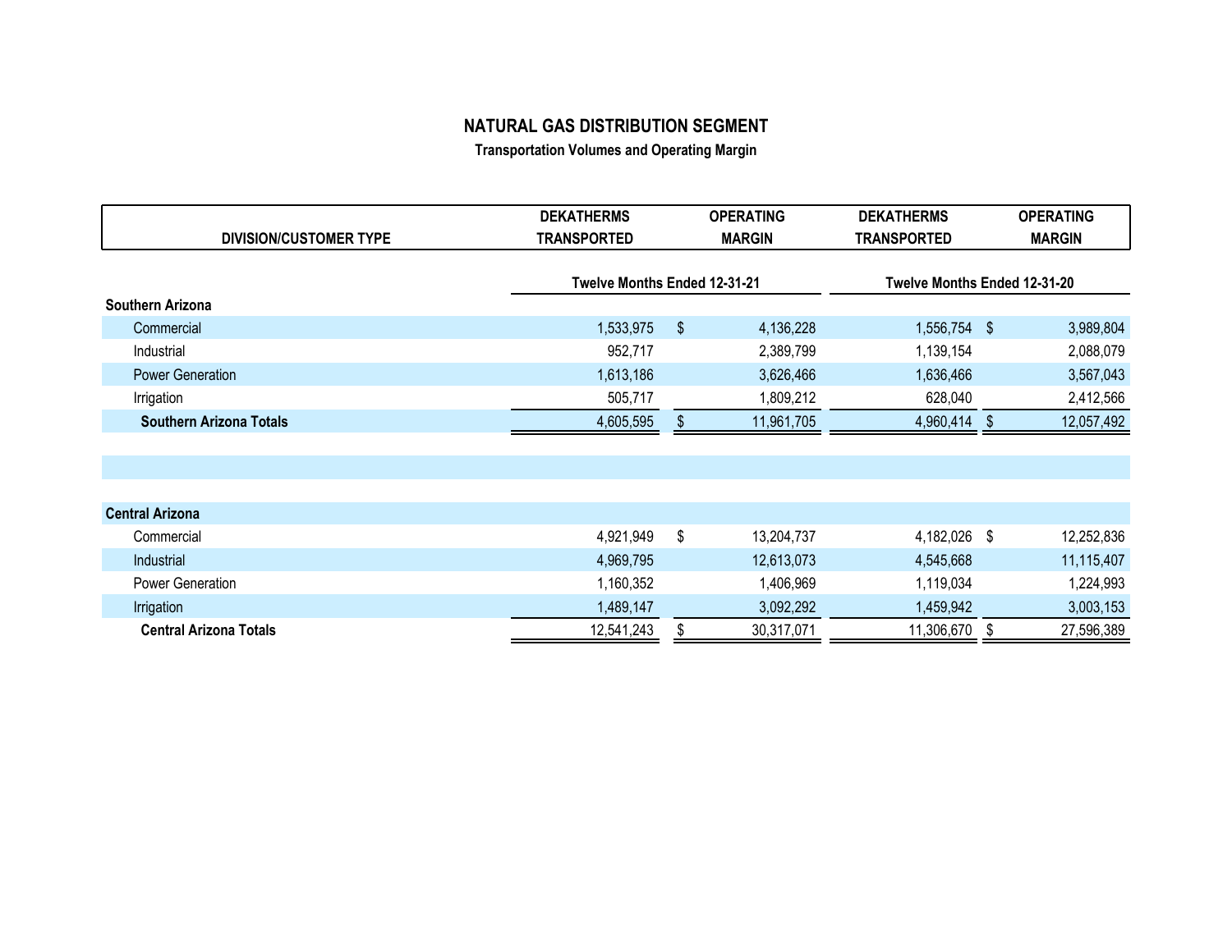# NATURAL GAS DISTRIBUTION SEGMENT

### Transportation Volumes and Operating Margin

| DIVISION/CUSTOMER TYPE | DEKATHERMS TRANSPORTED | OPERATING MARGIN | DEKATHERMS TRANSPORTED | OPERATING MARGIN |
|---|---|---|---|---|
| | Twelve Months Ended 12-31-21 | | Twelve Months Ended 12-31-20 | |
| **Southern Arizona** | | | | |
| Commercial | 1,533,975 | $ 4,136,228 | 1,556,754 | $ 3,989,804 |
| Industrial | 952,717 | 2,389,799 | 1,139,154 | 2,088,079 |
| Power Generation | 1,613,186 | 3,626,466 | 1,636,466 | 3,567,043 |
| Irrigation | 505,717 | 1,809,212 | 628,040 | 2,412,566 |
| **Southern Arizona Totals** | 4,605,595 | $ 11,961,705 | 4,960,414 | $ 12,057,492 |
| | | | | |
| **Central Arizona** | | | | |
| Commercial | 4,921,949 | $ 13,204,737 | 4,182,026 | $ 12,252,836 |
| Industrial | 4,969,795 | 12,613,073 | 4,545,668 | 11,115,407 |
| Power Generation | 1,160,352 | 1,406,969 | 1,119,034 | 1,224,993 |
| Irrigation | 1,489,147 | 3,092,292 | 1,459,942 | 3,003,153 |
| **Central Arizona Totals** | 12,541,243 | $ 30,317,071 | 11,306,670 | $ 27,596,389 |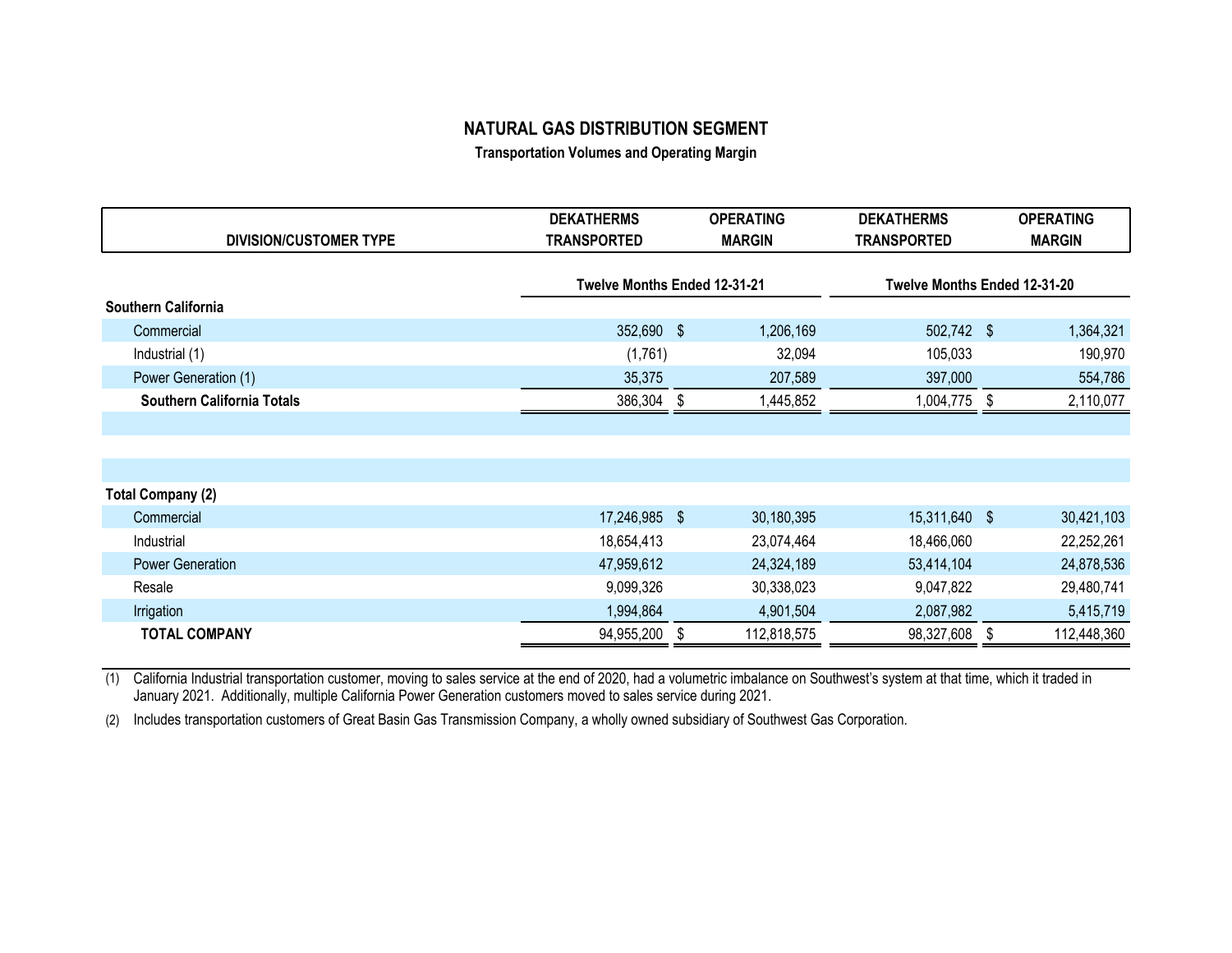# NATURAL GAS DISTRIBUTION SEGMENT

### Transportation Volumes and Operating Margin

| DIVISION/CUSTOMER TYPE | DEKATHERMS TRANSPORTED | OPERATING MARGIN | DEKATHERMS TRANSPORTED | OPERATING MARGIN |
|---|---|---|---|---|
| | Twelve Months Ended 12-31-21 | | Twelve Months Ended 12-31-20 | |
| **Southern California** | | | | |
| Commercial | 352,690 | $ 1,206,169 | 502,742 | $ 1,364,321 |
| Industrial (1) | (1,761) | 32,094 | 105,033 | 190,970 |
| Power Generation (1) | 35,375 | 207,589 | 397,000 | 554,786 |
| **Southern California Totals** | 386,304 | $ 1,445,852 | 1,004,775 | $ 2,110,077 |
| | | | | |
| **Total Company (2)** | | | | |
| Commercial | 17,246,985 | $ 30,180,395 | 15,311,640 | $ 30,421,103 |
| Industrial | 18,654,413 | 23,074,464 | 18,466,060 | 22,252,261 |
| Power Generation | 47,959,612 | 24,324,189 | 53,414,104 | 24,878,536 |
| Resale | 9,099,326 | 30,338,023 | 9,047,822 | 29,480,741 |
| Irrigation | 1,994,864 | 4,901,504 | 2,087,982 | 5,415,719 |
| **TOTAL COMPANY** | 94,955,200 | $ 112,818,575 | 98,327,608 | $ 112,448,360 |

(1) California Industrial transportation customer, moving to sales service at the end of 2020, had a volumetric imbalance on Southwest's system at that time, which it traded in January 2021. Additionally, multiple California Power Generation customers moved to sales service during 2021.

(2) Includes transportation customers of Great Basin Gas Transmission Company, a wholly owned subsidiary of Southwest Gas Corporation.